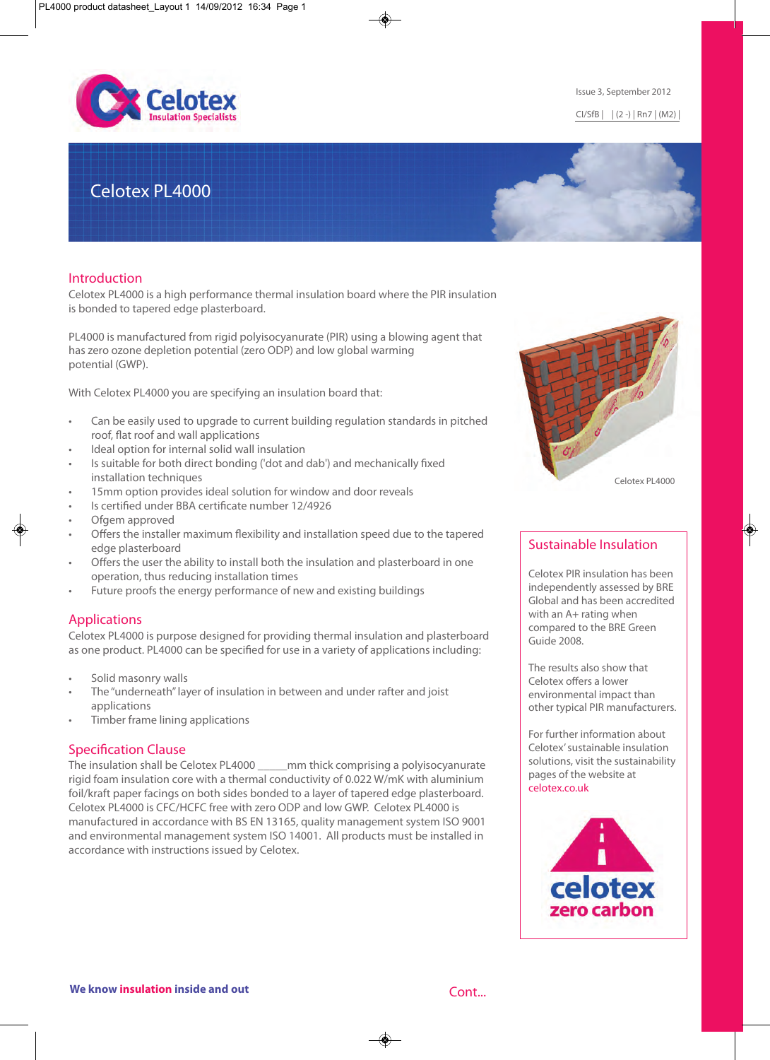Issue 3, September 2012

CI/SfB | | (2 -) | Rn7 | (M2) |

# Celotex PL4000

## Introduction

Celotex PL4000 is a high performance thermal insulation board where the PIR insulation is bonded to tapered edge plasterboard.

PL4000 is manufactured from rigid polyisocyanurate (PIR) using a blowing agent that has zero ozone depletion potential (zero ODP) and low global warming potential (GWP).

With Celotex PL4000 you are specifying an insulation board that:

- Can be easily used to upgrade to current building regulation standards in pitched roof, flat roof and wall applications
- Ideal option for internal solid wall insulation
- Is suitable for both direct bonding ('dot and dab') and mechanically fixed installation techniques
- 15mm option provides ideal solution for window and door reveals
- Is certified under BBA certificate number 12/4926
- Ofgem approved
- Offers the installer maximum flexibility and installation speed due to the tapered edge plasterboard
- Offers the user the ability to install both the insulation and plasterboard in one operation, thus reducing installation times
- Future proofs the energy performance of new and existing buildings

Celotex PL4000

## Applications

Celotex PL4000 is purpose designed for providing thermal insulation and plasterboard as one product. PL4000 can be specified for use in a variety of applications including:

- Solid masonry walls
- The "underneath" layer of insulation in between and under rafter and joist applications
- Timber frame lining applications

## Specification Clause

The insulation shall be Celotex PL4000 _____mm thick comprising a polyisocyanurate rigid foam insulation core with a thermal conductivity of 0.022 W/mK with aluminium foil/kraft paper facings on both sides bonded to a layer of tapered edge plasterboard. Celotex PL4000 is CFC/HCFC free with zero ODP and low GWP. Celotex PL4000 is manufactured in accordance with BS EN 13165, quality management system ISO 9001 and environmental management system ISO 14001. All products must be installed in accordance with instructions issued by Celotex.

## Sustainable Insulation

Celotex PIR insulation has been independently assessed by BRE Global and has been accredited with an A+ rating when compared to the BRE Green Guide 2008.

The results also show that Celotex offers a lower environmental impact than other typical PIR manufacturers.

For further information about Celotex' sustainable insulation solutions, visit the sustainability pages of the website at celotex.co.uk

celotex zero carbon

**We know insulation inside and out**

Cont...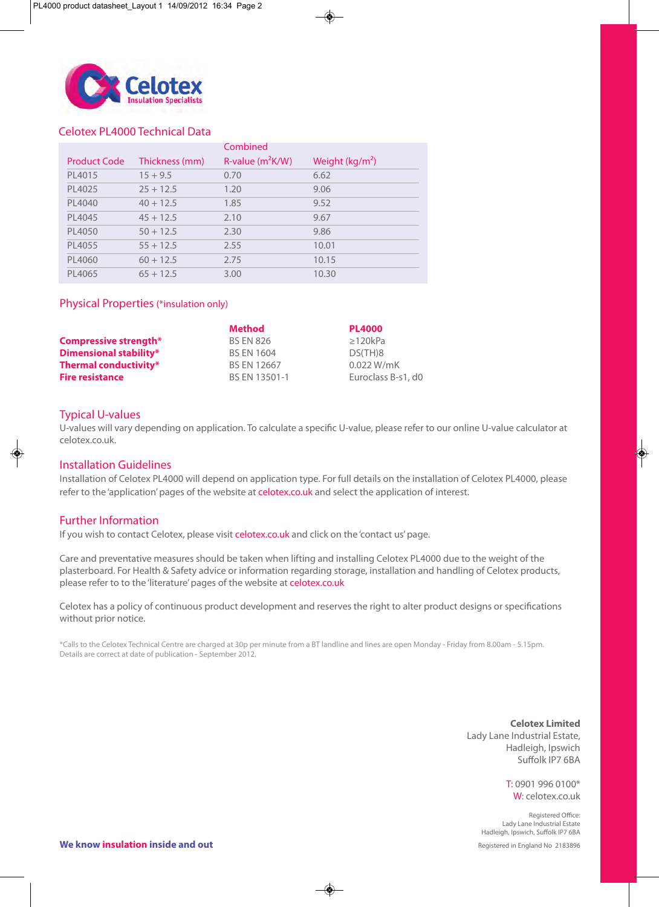Celotex
Insulation Specialists

## Celotex PL4000 Technical Data

| Product Code | Thickness (mm) | Combined R-value ($m^2K/W$) | Weight ($kg/m^2$) |
|---|---|---|---|
| PL4015 | 15 + 9.5 | 0.70 | 6.62 |
| PL4025 | 25 + 12.5 | 1.20 | 9.06 |
| PL4040 | 40 + 12.5 | 1.85 | 9.52 |
| PL4045 | 45 + 12.5 | 2.10 | 9.67 |
| PL4050 | 50 + 12.5 | 2.30 | 9.86 |
| PL4055 | 55 + 12.5 | 2.55 | 10.01 |
| PL4060 | 60 + 12.5 | 2.75 | 10.15 |
| PL4065 | 65 + 12.5 | 3.00 | 10.30 |

## Physical Properties (*insulation only)

| | Method | PL4000 |
|---|---|---|
| **Compressive strength*** | BS EN 826 | ≥120kPa |
| **Dimensional stability*** | BS EN 1604 | DS(TH)8 |
| **Thermal conductivity*** | BS EN 12667 | 0.022 W/mK |
| **Fire resistance** | BS EN 13501-1 | Euroclass B-s1, d0 |

## Typical U-values

U-values will vary depending on application. To calculate a specific U-value, please refer to our online U-value calculator at celotex.co.uk.

## Installation Guidelines

Installation of Celotex PL4000 will depend on application type. For full details on the installation of Celotex PL4000, please refer to the 'application' pages of the website at celotex.co.uk and select the application of interest.

## Further Information

If you wish to contact Celotex, please visit celotex.co.uk and click on the 'contact us' page.

Care and preventative measures should be taken when lifting and installing Celotex PL4000 due to the weight of the plasterboard. For Health & Safety advice or information regarding storage, installation and handling of Celotex products, please refer to to the 'literature' pages of the website at celotex.co.uk

Celotex has a policy of continuous product development and reserves the right to alter product designs or specifications without prior notice.

*Calls to the Celotex Technical Centre are charged at 30p per minute from a BT landline and lines are open Monday - Friday from 8.00am - 5.15pm.
Details are correct at date of publication - September 2012.

**Celotex Limited**
Lady Lane Industrial Estate,
Hadleigh, Ipswich
Suffolk IP7 6BA

T: 0901 996 0100*
W: celotex.co.uk

Registered Office:
Lady Lane Industrial Estate
Hadleigh, Ipswich, Suffolk IP7 6BA

Registered in England No 2183896

**We know insulation inside and out**